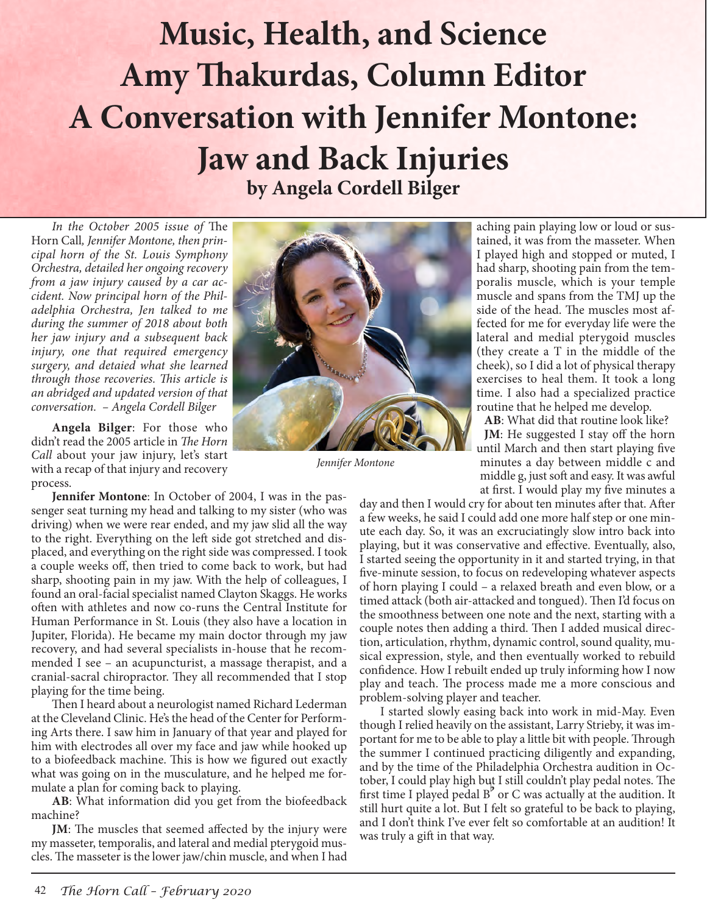# Music, Health, and Science
## Amy Thakurdas, Column Editor
# A Conversation with Jennifer Montone: Jaw and Back Injuries
### by Angela Cordell Bilger

*In the October 2005 issue of* The Horn Call*, Jennifer Montone, then principal horn of the St. Louis Symphony Orchestra, detailed her ongoing recovery from a jaw injury caused by a car accident. Now principal horn of the Philadelphia Orchestra, Jen talked to me during the summer of 2018 about both her jaw injury and a subsequent back injury, one that required emergency surgery, and detaied what she learned through those recoveries. This article is an abridged and updated version of that conversation. – Angela Cordell Bilger*

*Jennifer Montone*

**Angela Bilger**: For those who didn't read the 2005 article in *The Horn Call* about your jaw injury, let's start with a recap of that injury and recovery process.

**Jennifer Montone**: In October of 2004, I was in the passenger seat turning my head and talking to my sister (who was driving) when we were rear ended, and my jaw slid all the way to the right. Everything on the left side got stretched and displaced, and everything on the right side was compressed. I took a couple weeks off, then tried to come back to work, but had sharp, shooting pain in my jaw. With the help of colleagues, I found an oral-facial specialist named Clayton Skaggs. He works often with athletes and now co-runs the Central Institute for Human Performance in St. Louis (they also have a location in Jupiter, Florida). He became my main doctor through my jaw recovery, and had several specialists in-house that he recommended I see – an acupuncturist, a massage therapist, and a cranial-sacral chiropractor. They all recommended that I stop playing for the time being.

Then I heard about a neurologist named Richard Lederman at the Cleveland Clinic. He's the head of the Center for Performing Arts there. I saw him in January of that year and played for him with electrodes all over my face and jaw while hooked up to a biofeedback machine. This is how we figured out exactly what was going on in the musculature, and he helped me formulate a plan for coming back to playing.

**AB**: What information did you get from the biofeedback machine?

**JM**: The muscles that seemed affected by the injury were my masseter, temporalis, and lateral and medial pterygoid muscles. The masseter is the lower jaw/chin muscle, and when I had aching pain playing low or loud or sustained, it was from the masseter. When I played high and stopped or muted, I had sharp, shooting pain from the temporalis muscle, which is your temple muscle and spans from the TMJ up the side of the head. The muscles most affected for me for everyday life were the lateral and medial pterygoid muscles (they create a T in the middle of the cheek), so I did a lot of physical therapy exercises to heal them. It took a long time. I also had a specialized practice routine that he helped me develop.

**AB**: What did that routine look like?

**JM**: He suggested I stay off the horn until March and then start playing five minutes a day between middle c and middle g, just soft and easy. It was awful at first. I would play my five minutes a day and then I would cry for about ten minutes after that. After a few weeks, he said I could add one more half step or one minute each day. So, it was an excruciatingly slow intro back into playing, but it was conservative and effective. Eventually, also, I started seeing the opportunity in it and started trying, in that five-minute session, to focus on redeveloping whatever aspects of horn playing I could – a relaxed breath and even blow, or a timed attack (both air-attacked and tongued). Then I'd focus on the smoothness between one note and the next, starting with a couple notes then adding a third. Then I added musical direction, articulation, rhythm, dynamic control, sound quality, musical expression, style, and then eventually worked to rebuild confidence. How I rebuilt ended up truly informing how I now play and teach. The process made me a more conscious and problem-solving player and teacher.

I started slowly easing back into work in mid-May. Even though I relied heavily on the assistant, Larry Strieby, it was important for me to be able to play a little bit with people. Through the summer I continued practicing diligently and expanding, and by the time of the Philadelphia Orchestra audition in October, I could play high but I still couldn't play pedal notes. The first time I played pedal B♭ or C was actually at the audition. It still hurt quite a lot. But I felt so grateful to be back to playing, and I don't think I've ever felt so comfortable at an audition! It was truly a gift in that way.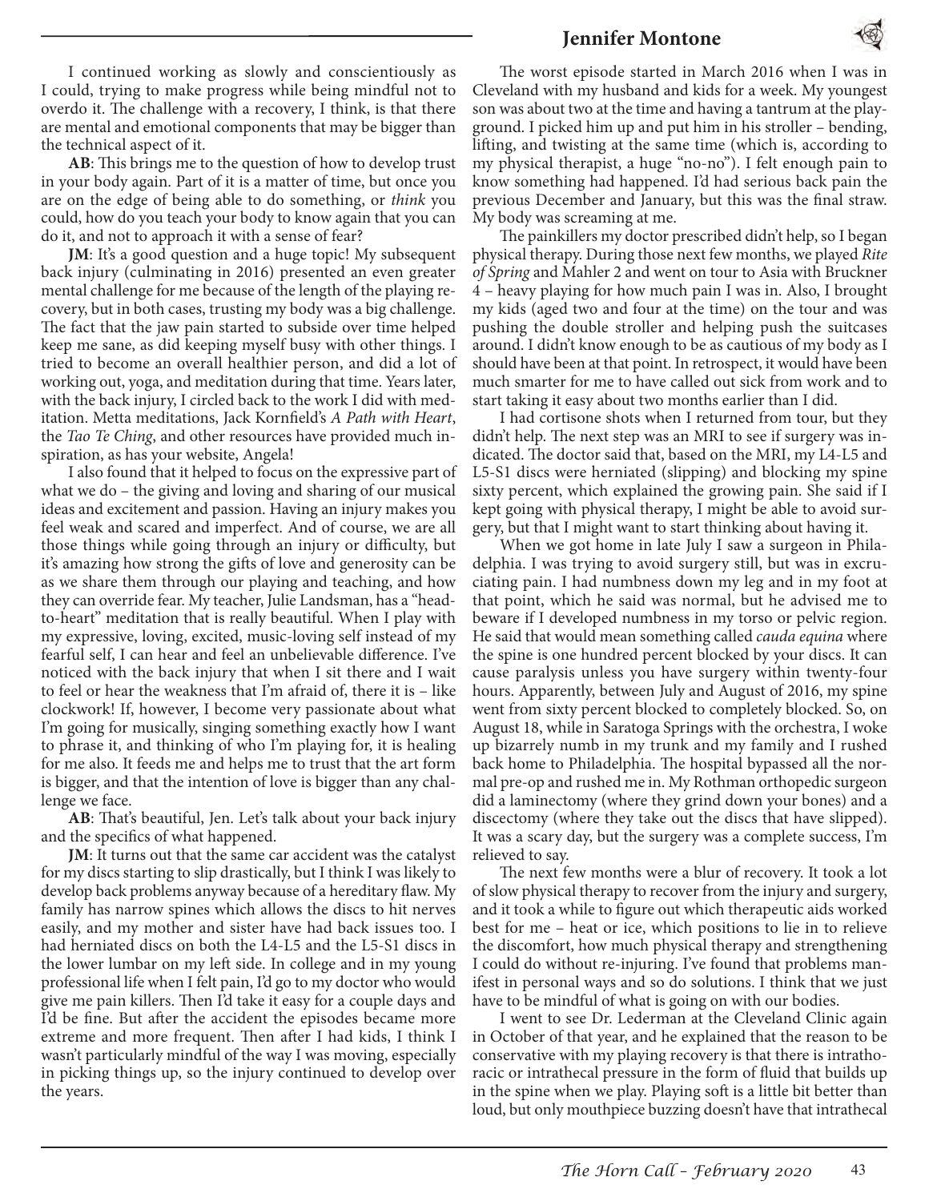I continued working as slowly and conscientiously as I could, trying to make progress while being mindful not to overdo it. The challenge with a recovery, I think, is that there are mental and emotional components that may be bigger than the technical aspect of it.

**AB**: This brings me to the question of how to develop trust in your body again. Part of it is a matter of time, but once you are on the edge of being able to do something, or *think* you could, how do you teach your body to know again that you can do it, and not to approach it with a sense of fear?

**JM**: It's a good question and a huge topic! My subsequent back injury (culminating in 2016) presented an even greater mental challenge for me because of the length of the playing recovery, but in both cases, trusting my body was a big challenge. The fact that the jaw pain started to subside over time helped keep me sane, as did keeping myself busy with other things. I tried to become an overall healthier person, and did a lot of working out, yoga, and meditation during that time. Years later, with the back injury, I circled back to the work I did with meditation. Metta meditations, Jack Kornfield's *A Path with Heart*, the *Tao Te Ching*, and other resources have provided much inspiration, as has your website, Angela!

I also found that it helped to focus on the expressive part of what we do – the giving and loving and sharing of our musical ideas and excitement and passion. Having an injury makes you feel weak and scared and imperfect. And of course, we are all those things while going through an injury or difficulty, but it's amazing how strong the gifts of love and generosity can be as we share them through our playing and teaching, and how they can override fear. My teacher, Julie Landsman, has a "head-to-heart" meditation that is really beautiful. When I play with my expressive, loving, excited, music-loving self instead of my fearful self, I can hear and feel an unbelievable difference. I've noticed with the back injury that when I sit there and I wait to feel or hear the weakness that I'm afraid of, there it is – like clockwork! If, however, I become very passionate about what I'm going for musically, singing something exactly how I want to phrase it, and thinking of who I'm playing for, it is healing for me also. It feeds me and helps me to trust that the art form is bigger, and that the intention of love is bigger than any challenge we face.

**AB**: That's beautiful, Jen. Let's talk about your back injury and the specifics of what happened.

**JM**: It turns out that the same car accident was the catalyst for my discs starting to slip drastically, but I think I was likely to develop back problems anyway because of a hereditary flaw. My family has narrow spines which allows the discs to hit nerves easily, and my mother and sister have had back issues too. I had herniated discs on both the L4-L5 and the L5-S1 discs in the lower lumbar on my left side. In college and in my young professional life when I felt pain, I'd go to my doctor who would give me pain killers. Then I'd take it easy for a couple days and I'd be fine. But after the accident the episodes became more extreme and more frequent. Then after I had kids, I think I wasn't particularly mindful of the way I was moving, especially in picking things up, so the injury continued to develop over the years.

The worst episode started in March 2016 when I was in Cleveland with my husband and kids for a week. My youngest son was about two at the time and having a tantrum at the playground. I picked him up and put him in his stroller – bending, lifting, and twisting at the same time (which is, according to my physical therapist, a huge "no-no"). I felt enough pain to know something had happened. I'd had serious back pain the previous December and January, but this was the final straw. My body was screaming at me.

The painkillers my doctor prescribed didn't help, so I began physical therapy. During those next few months, we played *Rite of Spring* and Mahler 2 and went on tour to Asia with Bruckner 4 – heavy playing for how much pain I was in. Also, I brought my kids (aged two and four at the time) on the tour and was pushing the double stroller and helping push the suitcases around. I didn't know enough to be as cautious of my body as I should have been at that point. In retrospect, it would have been much smarter for me to have called out sick from work and to start taking it easy about two months earlier than I did.

I had cortisone shots when I returned from tour, but they didn't help. The next step was an MRI to see if surgery was indicated. The doctor said that, based on the MRI, my L4-L5 and L5-S1 discs were herniated (slipping) and blocking my spine sixty percent, which explained the growing pain. She said if I kept going with physical therapy, I might be able to avoid surgery, but that I might want to start thinking about having it.

When we got home in late July I saw a surgeon in Philadelphia. I was trying to avoid surgery still, but was in excruciating pain. I had numbness down my leg and in my foot at that point, which he said was normal, but he advised me to beware if I developed numbness in my torso or pelvic region. He said that would mean something called *cauda equina* where the spine is one hundred percent blocked by your discs. It can cause paralysis unless you have surgery within twenty-four hours. Apparently, between July and August of 2016, my spine went from sixty percent blocked to completely blocked. So, on August 18, while in Saratoga Springs with the orchestra, I woke up bizarrely numb in my trunk and my family and I rushed back home to Philadelphia. The hospital bypassed all the normal pre-op and rushed me in. My Rothman orthopedic surgeon did a laminectomy (where they grind down your bones) and a discectomy (where they take out the discs that have slipped). It was a scary day, but the surgery was a complete success, I'm relieved to say.

The next few months were a blur of recovery. It took a lot of slow physical therapy to recover from the injury and surgery, and it took a while to figure out which therapeutic aids worked best for me – heat or ice, which positions to lie in to relieve the discomfort, how much physical therapy and strengthening I could do without re-injuring. I've found that problems manifest in personal ways and so do solutions. I think that we just have to be mindful of what is going on with our bodies.

I went to see Dr. Lederman at the Cleveland Clinic again in October of that year, and he explained that the reason to be conservative with my playing recovery is that there is intrathoracic or intrathecal pressure in the form of fluid that builds up in the spine when we play. Playing soft is a little bit better than loud, but only mouthpiece buzzing doesn't have that intrathecal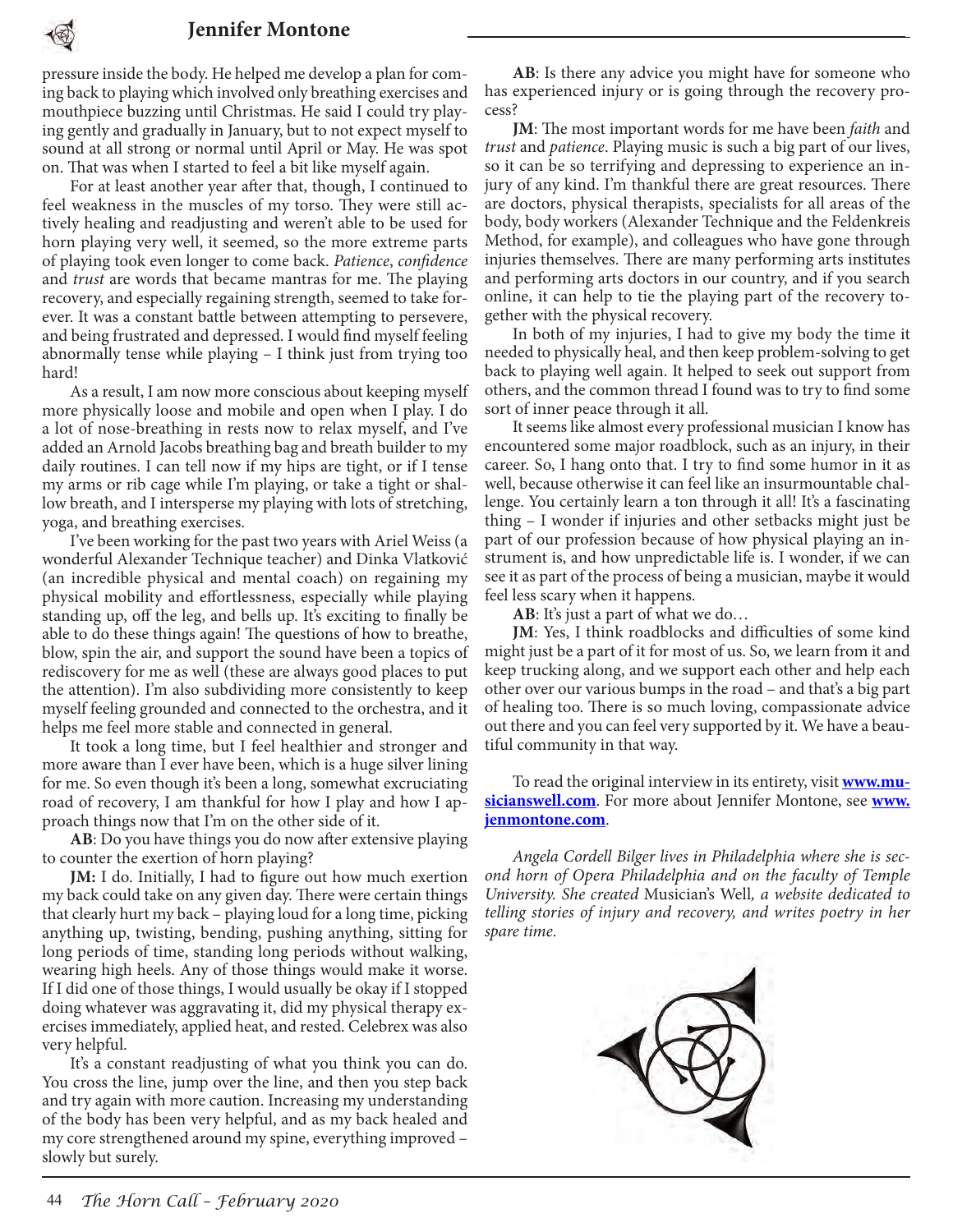pressure inside the body. He helped me develop a plan for coming back to playing which involved only breathing exercises and mouthpiece buzzing until Christmas. He said I could try playing gently and gradually in January, but to not expect myself to sound at all strong or normal until April or May. He was spot on. That was when I started to feel a bit like myself again.

For at least another year after that, though, I continued to feel weakness in the muscles of my torso. They were still actively healing and readjusting and weren't able to be used for horn playing very well, it seemed, so the more extreme parts of playing took even longer to come back. *Patience*, *confidence* and *trust* are words that became mantras for me. The playing recovery, and especially regaining strength, seemed to take forever. It was a constant battle between attempting to persevere, and being frustrated and depressed. I would find myself feeling abnormally tense while playing – I think just from trying too hard!

As a result, I am now more conscious about keeping myself more physically loose and mobile and open when I play. I do a lot of nose-breathing in rests now to relax myself, and I've added an Arnold Jacobs breathing bag and breath builder to my daily routines. I can tell now if my hips are tight, or if I tense my arms or rib cage while I'm playing, or take a tight or shallow breath, and I intersperse my playing with lots of stretching, yoga, and breathing exercises.

I've been working for the past two years with Ariel Weiss (a wonderful Alexander Technique teacher) and Dinka Vlatković (an incredible physical and mental coach) on regaining my physical mobility and effortlessness, especially while playing standing up, off the leg, and bells up. It's exciting to finally be able to do these things again! The questions of how to breathe, blow, spin the air, and support the sound have been a topics of rediscovery for me as well (these are always good places to put the attention). I'm also subdividing more consistently to keep myself feeling grounded and connected to the orchestra, and it helps me feel more stable and connected in general.

It took a long time, but I feel healthier and stronger and more aware than I ever have been, which is a huge silver lining for me. So even though it's been a long, somewhat excruciating road of recovery, I am thankful for how I play and how I approach things now that I'm on the other side of it.

**AB**: Do you have things you do now after extensive playing to counter the exertion of horn playing?

**JM:** I do. Initially, I had to figure out how much exertion my back could take on any given day. There were certain things that clearly hurt my back – playing loud for a long time, picking anything up, twisting, bending, pushing anything, sitting for long periods of time, standing long periods without walking, wearing high heels. Any of those things would make it worse. If I did one of those things, I would usually be okay if I stopped doing whatever was aggravating it, did my physical therapy exercises immediately, applied heat, and rested. Celebrex was also very helpful.

It's a constant readjusting of what you think you can do. You cross the line, jump over the line, and then you step back and try again with more caution. Increasing my understanding of the body has been very helpful, and as my back healed and my core strengthened around my spine, everything improved – slowly but surely.

**AB**: Is there any advice you might have for someone who has experienced injury or is going through the recovery process?

**JM**: The most important words for me have been *faith* and *trust* and *patience*. Playing music is such a big part of our lives, so it can be so terrifying and depressing to experience an injury of any kind. I'm thankful there are great resources. There are doctors, physical therapists, specialists for all areas of the body, body workers (Alexander Technique and the Feldenkreis Method, for example), and colleagues who have gone through injuries themselves. There are many performing arts institutes and performing arts doctors in our country, and if you search online, it can help to tie the playing part of the recovery together with the physical recovery.

In both of my injuries, I had to give my body the time it needed to physically heal, and then keep problem-solving to get back to playing well again. It helped to seek out support from others, and the common thread I found was to try to find some sort of inner peace through it all.

It seems like almost every professional musician I know has encountered some major roadblock, such as an injury, in their career. So, I hang onto that. I try to find some humor in it as well, because otherwise it can feel like an insurmountable challenge. You certainly learn a ton through it all! It's a fascinating thing – I wonder if injuries and other setbacks might just be part of our profession because of how physical playing an instrument is, and how unpredictable life is. I wonder, if we can see it as part of the process of being a musician, maybe it would feel less scary when it happens.

**AB**: It's just a part of what we do…

**JM**: Yes, I think roadblocks and difficulties of some kind might just be a part of it for most of us. So, we learn from it and keep trucking along, and we support each other and help each other over our various bumps in the road – and that's a big part of healing too. There is so much loving, compassionate advice out there and you can feel very supported by it. We have a beautiful community in that way.

To read the original interview in its entirety, visit **www.musicianswell.com**. For more about Jennifer Montone, see **www.jenmontone.com**.

*Angela Cordell Bilger lives in Philadelphia where she is second horn of Opera Philadelphia and on the faculty of Temple University. She created* Musician's Well*, a website dedicated to telling stories of injury and recovery, and writes poetry in her spare time.*